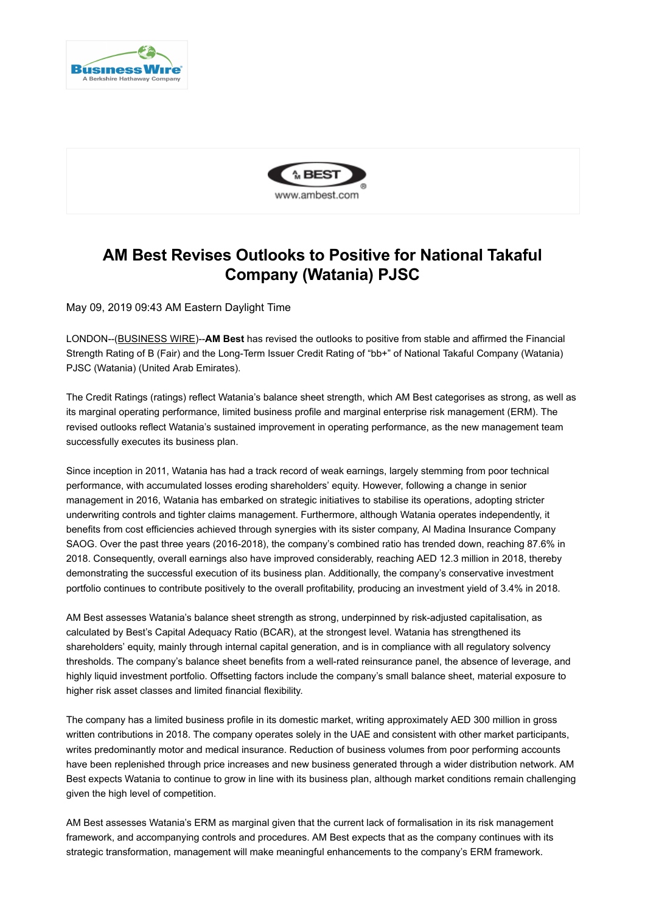# AM Best Revises Outlooks to Positive for National Takaful Company (Watania) PJSC

May 09, 2019 09:43 AM Eastern Daylight Time

LONDON--(BUSINESS WIRE)--**AM Best** has revised the outlooks to positive from stable and affirmed the Financial Strength Rating of B (Fair) and the Long-Term Issuer Credit Rating of "bb+" of National Takaful Company (Watania) PJSC (Watania) (United Arab Emirates).

The Credit Ratings (ratings) reflect Watania's balance sheet strength, which AM Best categorises as strong, as well as its marginal operating performance, limited business profile and marginal enterprise risk management (ERM). The revised outlooks reflect Watania's sustained improvement in operating performance, as the new management team successfully executes its business plan.

Since inception in 2011, Watania has had a track record of weak earnings, largely stemming from poor technical performance, with accumulated losses eroding shareholders' equity. However, following a change in senior management in 2016, Watania has embarked on strategic initiatives to stabilise its operations, adopting stricter underwriting controls and tighter claims management. Furthermore, although Watania operates independently, it benefits from cost efficiencies achieved through synergies with its sister company, Al Madina Insurance Company SAOG. Over the past three years (2016-2018), the company's combined ratio has trended down, reaching 87.6% in 2018. Consequently, overall earnings also have improved considerably, reaching AED 12.3 million in 2018, thereby demonstrating the successful execution of its business plan. Additionally, the company's conservative investment portfolio continues to contribute positively to the overall profitability, producing an investment yield of 3.4% in 2018.

AM Best assesses Watania's balance sheet strength as strong, underpinned by risk-adjusted capitalisation, as calculated by Best's Capital Adequacy Ratio (BCAR), at the strongest level. Watania has strengthened its shareholders' equity, mainly through internal capital generation, and is in compliance with all regulatory solvency thresholds. The company's balance sheet benefits from a well-rated reinsurance panel, the absence of leverage, and highly liquid investment portfolio. Offsetting factors include the company's small balance sheet, material exposure to higher risk asset classes and limited financial flexibility.

The company has a limited business profile in its domestic market, writing approximately AED 300 million in gross written contributions in 2018. The company operates solely in the UAE and consistent with other market participants, writes predominantly motor and medical insurance. Reduction of business volumes from poor performing accounts have been replenished through price increases and new business generated through a wider distribution network. AM Best expects Watania to continue to grow in line with its business plan, although market conditions remain challenging given the high level of competition.

AM Best assesses Watania's ERM as marginal given that the current lack of formalisation in its risk management framework, and accompanying controls and procedures. AM Best expects that as the company continues with its strategic transformation, management will make meaningful enhancements to the company's ERM framework.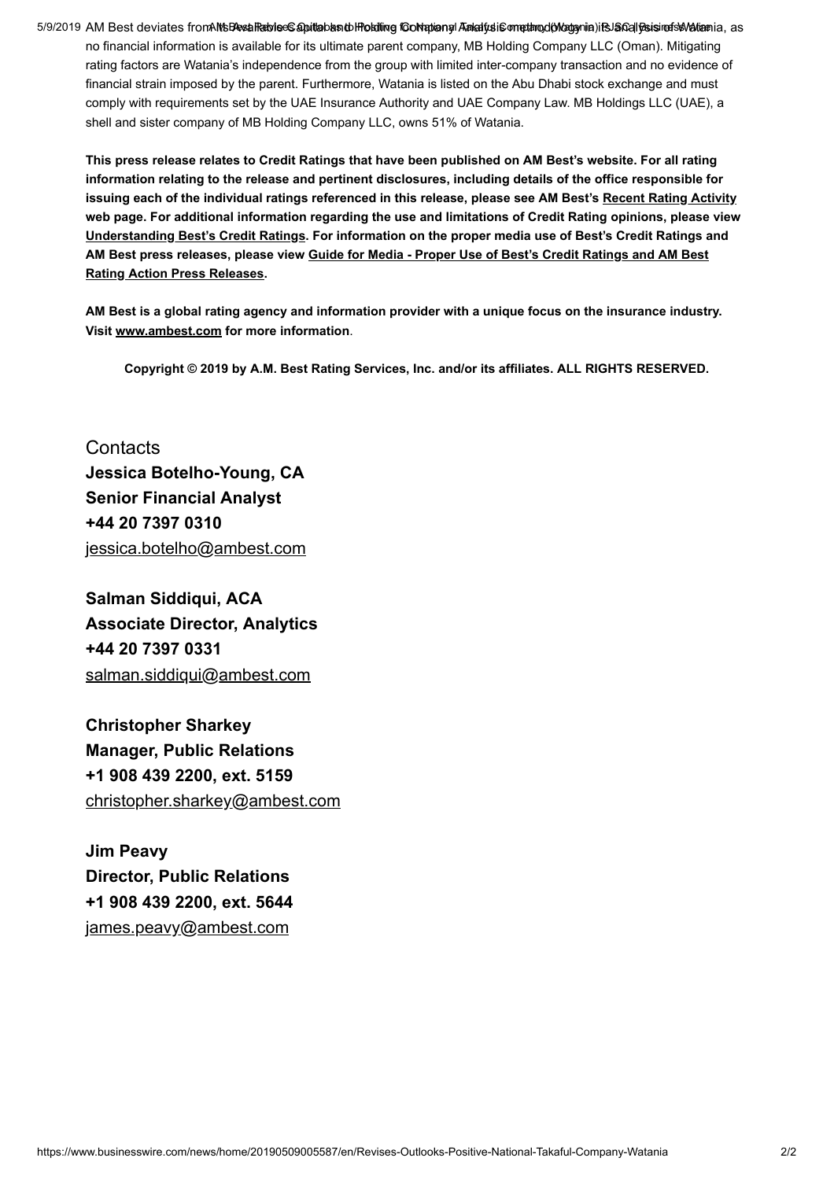AM Best deviates from its Available Capital and Holding Company Analysis methodology in its analysis of Watania, as no financial information is available for its ultimate parent company, MB Holding Company LLC (Oman). Mitigating rating factors are Watania's independence from the group with limited inter-company transaction and no evidence of financial strain imposed by the parent. Furthermore, Watania is listed on the Abu Dhabi stock exchange and must comply with requirements set by the UAE Insurance Authority and UAE Company Law. MB Holdings LLC (UAE), a shell and sister company of MB Holding Company LLC, owns 51% of Watania.

**This press release relates to Credit Ratings that have been published on AM Best's website. For all rating information relating to the release and pertinent disclosures, including details of the office responsible for issuing each of the individual ratings referenced in this release, please see AM Best's Recent Rating Activity web page. For additional information regarding the use and limitations of Credit Rating opinions, please view Understanding Best's Credit Ratings. For information on the proper media use of Best's Credit Ratings and AM Best press releases, please view Guide for Media - Proper Use of Best's Credit Ratings and AM Best Rating Action Press Releases.**

**AM Best is a global rating agency and information provider with a unique focus on the insurance industry. Visit www.ambest.com for more information.**

**Copyright © 2019 by A.M. Best Rating Services, Inc. and/or its affiliates. ALL RIGHTS RESERVED.**

## Contacts

**Jessica Botelho-Young, CA**
**Senior Financial Analyst**
**+44 20 7397 0310**
jessica.botelho@ambest.com

**Salman Siddiqui, ACA**
**Associate Director, Analytics**
**+44 20 7397 0331**
salman.siddiqui@ambest.com

**Christopher Sharkey**
**Manager, Public Relations**
**+1 908 439 2200, ext. 5159**
christopher.sharkey@ambest.com

**Jim Peavy**
**Director, Public Relations**
**+1 908 439 2200, ext. 5644**
james.peavy@ambest.com